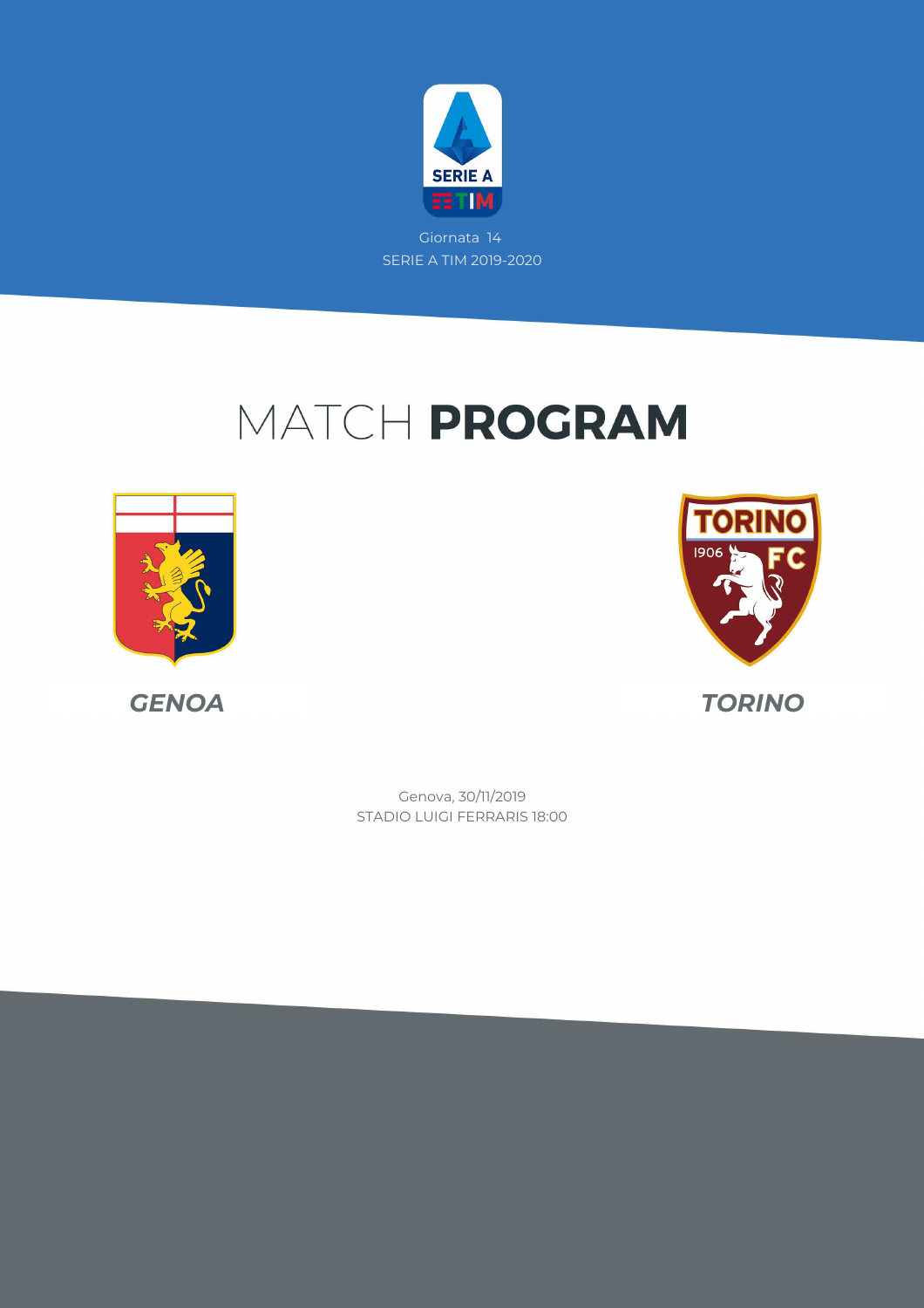Giornata 14

SERIE A TIM 2019-2020

# MATCH **PROGRAM**

***GENOA***

***TORINO***

Genova, 30/11/2019

STADIO LUIGI FERRARIS 18:00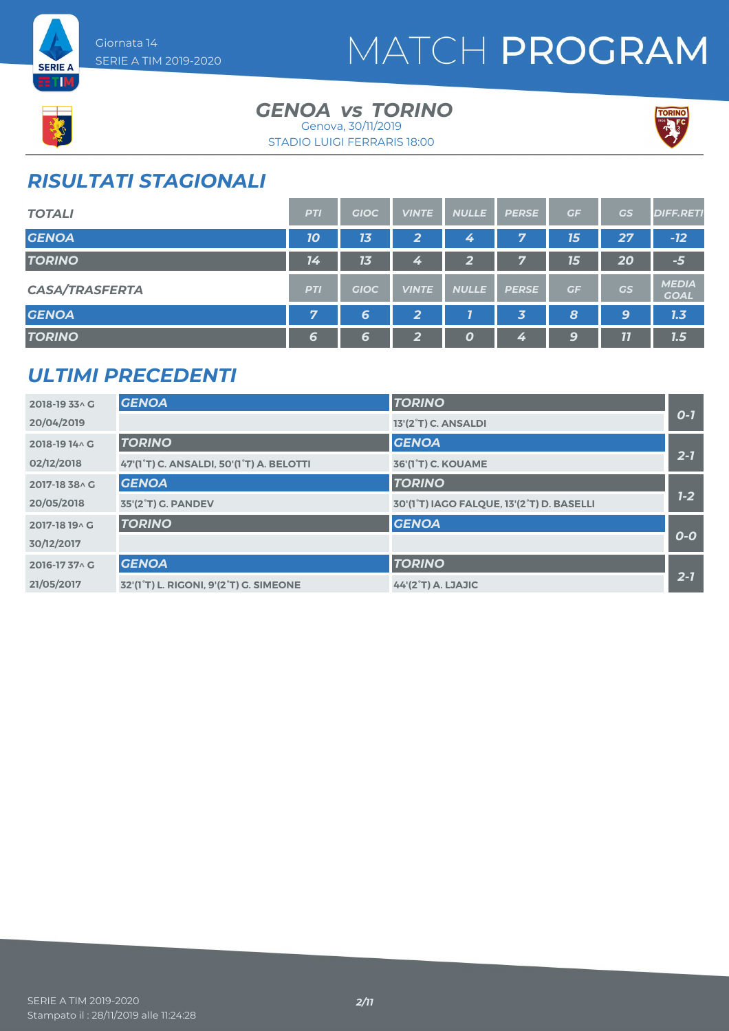# MATCH PROGRAM

Giornata 14
SERIE A TIM 2019-2020

## GENOA vs TORINO

Genova, 30/11/2019
STADIO LUIGI FERRARIS 18:00

## RISULTATI STAGIONALI

| TOTALI | PTI | GIOC | VINTE | NULLE | PERSE | GF | GS | DIFF.RETI |
|---|---|---|---|---|---|---|---|---|
| GENOA | 10 | 13 | 2 | 4 | 7 | 15 | 27 | -12 |
| TORINO | 14 | 13 | 4 | 2 | 7 | 15 | 20 | -5 |

| CASA/TRASFERTA | PTI | GIOC | VINTE | NULLE | PERSE | GF | GS | MEDIA GOAL |
|---|---|---|---|---|---|---|---|---|
| GENOA | 7 | 6 | 2 | 1 | 3 | 8 | 9 | 1.3 |
| TORINO | 6 | 6 | 2 | 0 | 4 | 9 | 11 | 1.5 |

## ULTIMI PRECEDENTI

| Giornata / Data | Casa | Trasferta | Risultato |
|---|---|---|---|
| 2018-19 33^ G<br>20/04/2019 | GENOA | TORINO<br>13'(2°T) C. ANSALDI | 0-1 |
| 2018-19 14^ G<br>02/12/2018 | TORINO<br>47'(1°T) C. ANSALDI, 50'(1°T) A. BELOTTI | GENOA<br>36'(1°T) C. KOUAME | 2-1 |
| 2017-18 38^ G<br>20/05/2018 | GENOA<br>35'(2°T) G. PANDEV | TORINO<br>30'(1°T) IAGO FALQUE, 13'(2°T) D. BASELLI | 1-2 |
| 2017-18 19^ G<br>30/12/2017 | TORINO | GENOA | 0-0 |
| 2016-17 37^ G<br>21/05/2017 | GENOA<br>32'(1°T) L. RIGONI, 9'(2°T) G. SIMEONE | TORINO<br>44'(2°T) A. LJAJIC | 2-1 |

SERIE A TIM 2019-2020
Stampato il : 28/11/2019 alle 11:24:28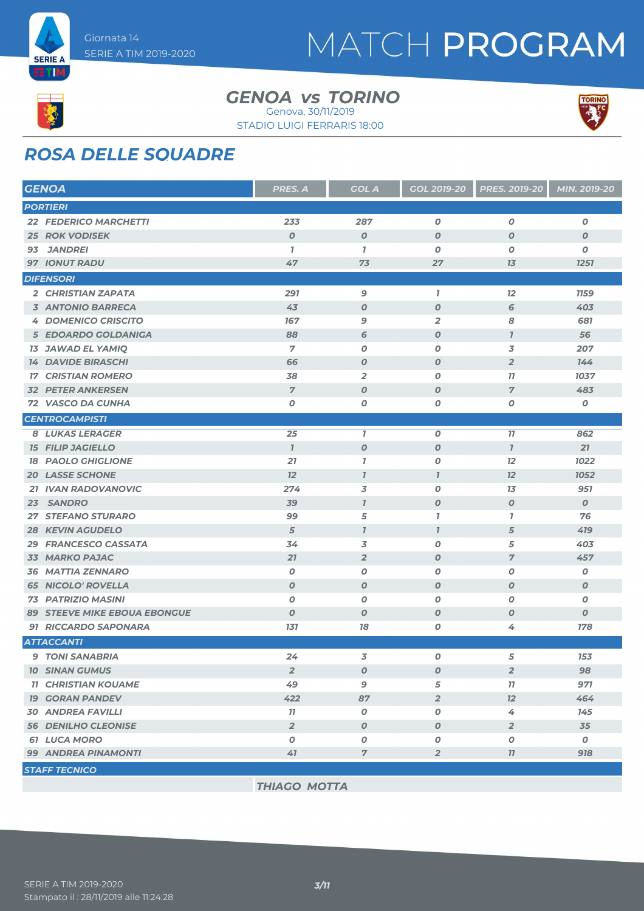# MATCH PROGRAM

Giornata 14
SERIE A TIM 2019-2020

## GENOA vs TORINO

Genova, 30/11/2019
STADIO LUIGI FERRARIS 18:00

## ROSA DELLE SQUADRE

| GENOA | PRES. A | GOL A | GOL 2019-20 | PRES. 2019-20 | MIN. 2019-20 |
|---|---|---|---|---|---|
| **PORTIERI** | | | | | |
| 22 FEDERICO MARCHETTI | 233 | 287 | 0 | 0 | 0 |
| 25 ROK VODISEK | 0 | 0 | 0 | 0 | 0 |
| 93 JANDREI | 1 | 1 | 0 | 0 | 0 |
| 97 IONUT RADU | 47 | 73 | 27 | 13 | 1251 |
| **DIFENSORI** | | | | | |
| 2 CHRISTIAN ZAPATA | 291 | 9 | 1 | 12 | 1159 |
| 3 ANTONIO BARRECA | 43 | 0 | 0 | 6 | 403 |
| 4 DOMENICO CRISCITO | 167 | 9 | 2 | 8 | 681 |
| 5 EDOARDO GOLDANIGA | 88 | 6 | 0 | 1 | 56 |
| 13 JAWAD EL YAMIQ | 7 | 0 | 0 | 3 | 207 |
| 14 DAVIDE BIRASCHI | 66 | 0 | 0 | 2 | 144 |
| 17 CRISTIAN ROMERO | 38 | 2 | 0 | 11 | 1037 |
| 32 PETER ANKERSEN | 7 | 0 | 0 | 7 | 483 |
| 72 VASCO DA CUNHA | 0 | 0 | 0 | 0 | 0 |
| **CENTROCAMPISTI** | | | | | |
| 8 LUKAS LERAGER | 25 | 1 | 0 | 11 | 862 |
| 15 FILIP JAGIELLO | 1 | 0 | 0 | 1 | 21 |
| 18 PAOLO GHIGLIONE | 21 | 1 | 0 | 12 | 1022 |
| 20 LASSE SCHONE | 12 | 1 | 1 | 12 | 1052 |
| 21 IVAN RADOVANOVIC | 274 | 3 | 0 | 13 | 951 |
| 23 SANDRO | 39 | 1 | 0 | 0 | 0 |
| 27 STEFANO STURARO | 99 | 5 | 1 | 1 | 76 |
| 28 KEVIN AGUDELO | 5 | 1 | 1 | 5 | 419 |
| 29 FRANCESCO CASSATA | 34 | 3 | 0 | 5 | 403 |
| 33 MARKO PAJAC | 21 | 2 | 0 | 7 | 457 |
| 36 MATTIA ZENNARO | 0 | 0 | 0 | 0 | 0 |
| 65 NICOLO' ROVELLA | 0 | 0 | 0 | 0 | 0 |
| 73 PATRIZIO MASINI | 0 | 0 | 0 | 0 | 0 |
| 89 STEEVE MIKE EBOUA EBONGUE | 0 | 0 | 0 | 0 | 0 |
| 91 RICCARDO SAPONARA | 131 | 18 | 0 | 4 | 178 |
| **ATTACCANTI** | | | | | |
| 9 TONI SANABRIA | 24 | 3 | 0 | 5 | 153 |
| 10 SINAN GUMUS | 2 | 0 | 0 | 2 | 98 |
| 11 CHRISTIAN KOUAME | 49 | 9 | 5 | 11 | 971 |
| 19 GORAN PANDEV | 422 | 87 | 2 | 12 | 464 |
| 30 ANDREA FAVILLI | 11 | 0 | 0 | 4 | 145 |
| 56 DENILHO CLEONISE | 2 | 0 | 0 | 2 | 35 |
| 61 LUCA MORO | 0 | 0 | 0 | 0 | 0 |
| 99 ANDREA PINAMONTI | 41 | 7 | 2 | 11 | 918 |

**STAFF TECNICO**

THIAGO MOTTA

SERIE A TIM 2019-2020
Stampato il : 28/11/2019 alle 11:24:28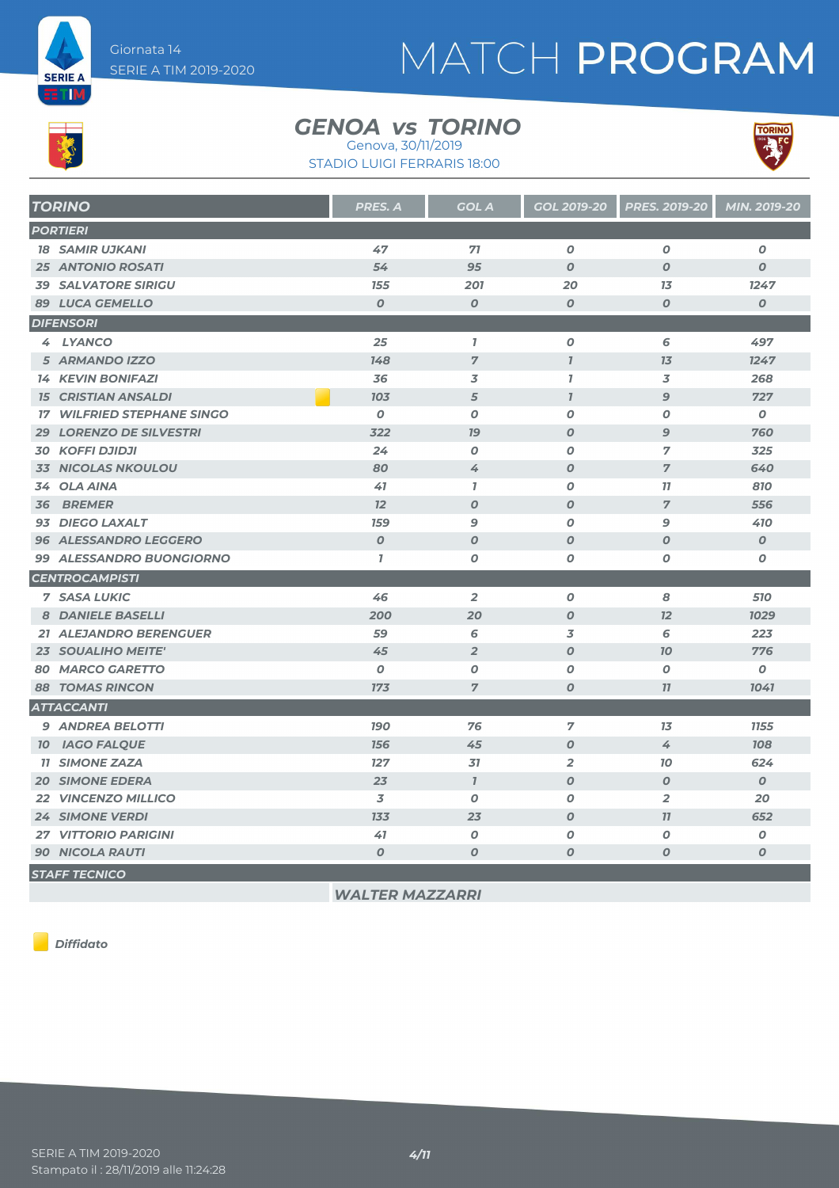Giornata 14
SERIE A TIM 2019-2020

# MATCH PROGRAM

## GENOA vs TORINO

Genova, 30/11/2019
STADIO LUIGI FERRARIS 18:00

| TORINO | PRES. A | GOL A | GOL 2019-20 | PRES. 2019-20 | MIN. 2019-20 |
|---|---|---|---|---|---|
| **PORTIERI** | | | | | |
| 18 SAMIR UJKANI | 47 | 71 | 0 | 0 | 0 |
| 25 ANTONIO ROSATI | 54 | 95 | 0 | 0 | 0 |
| 39 SALVATORE SIRIGU | 155 | 201 | 20 | 13 | 1247 |
| 89 LUCA GEMELLO | 0 | 0 | 0 | 0 | 0 |
| **DIFENSORI** | | | | | |
| 4 LYANCO | 25 | 1 | 0 | 6 | 497 |
| 5 ARMANDO IZZO | 148 | 7 | 1 | 13 | 1247 |
| 14 KEVIN BONIFAZI | 36 | 3 | 1 | 3 | 268 |
| 15 CRISTIAN ANSALDI (Diffidato) | 103 | 5 | 1 | 9 | 727 |
| 17 WILFRIED STEPHANE SINGO | 0 | 0 | 0 | 0 | 0 |
| 29 LORENZO DE SILVESTRI | 322 | 19 | 0 | 9 | 760 |
| 30 KOFFI DJIDJI | 24 | 0 | 0 | 7 | 325 |
| 33 NICOLAS NKOULOU | 80 | 4 | 0 | 7 | 640 |
| 34 OLA AINA | 41 | 1 | 0 | 11 | 810 |
| 36 BREMER | 12 | 0 | 0 | 7 | 556 |
| 93 DIEGO LAXALT | 159 | 9 | 0 | 9 | 410 |
| 96 ALESSANDRO LEGGERO | 0 | 0 | 0 | 0 | 0 |
| 99 ALESSANDRO BUONGIORNO | 1 | 0 | 0 | 0 | 0 |
| **CENTROCAMPISTI** | | | | | |
| 7 SASA LUKIC | 46 | 2 | 0 | 8 | 510 |
| 8 DANIELE BASELLI | 200 | 20 | 0 | 12 | 1029 |
| 21 ALEJANDRO BERENGUER | 59 | 6 | 3 | 6 | 223 |
| 23 SOUALIHO MEITE' | 45 | 2 | 0 | 10 | 776 |
| 80 MARCO GARETTO | 0 | 0 | 0 | 0 | 0 |
| 88 TOMAS RINCON | 173 | 7 | 0 | 11 | 1041 |
| **ATTACCANTI** | | | | | |
| 9 ANDREA BELOTTI | 190 | 76 | 7 | 13 | 1155 |
| 10 IAGO FALQUE | 156 | 45 | 0 | 4 | 108 |
| 11 SIMONE ZAZA | 127 | 31 | 2 | 10 | 624 |
| 20 SIMONE EDERA | 23 | 1 | 0 | 0 | 0 |
| 22 VINCENZO MILLICO | 3 | 0 | 0 | 2 | 20 |
| 24 SIMONE VERDI | 133 | 23 | 0 | 11 | 652 |
| 27 VITTORIO PARIGINI | 41 | 0 | 0 | 0 | 0 |
| 90 NICOLA RAUTI | 0 | 0 | 0 | 0 | 0 |

**STAFF TECNICO**

WALTER MAZZARRI

*Diffidato*

SERIE A TIM 2019-2020
Stampato il : 28/11/2019 alle 11:24:28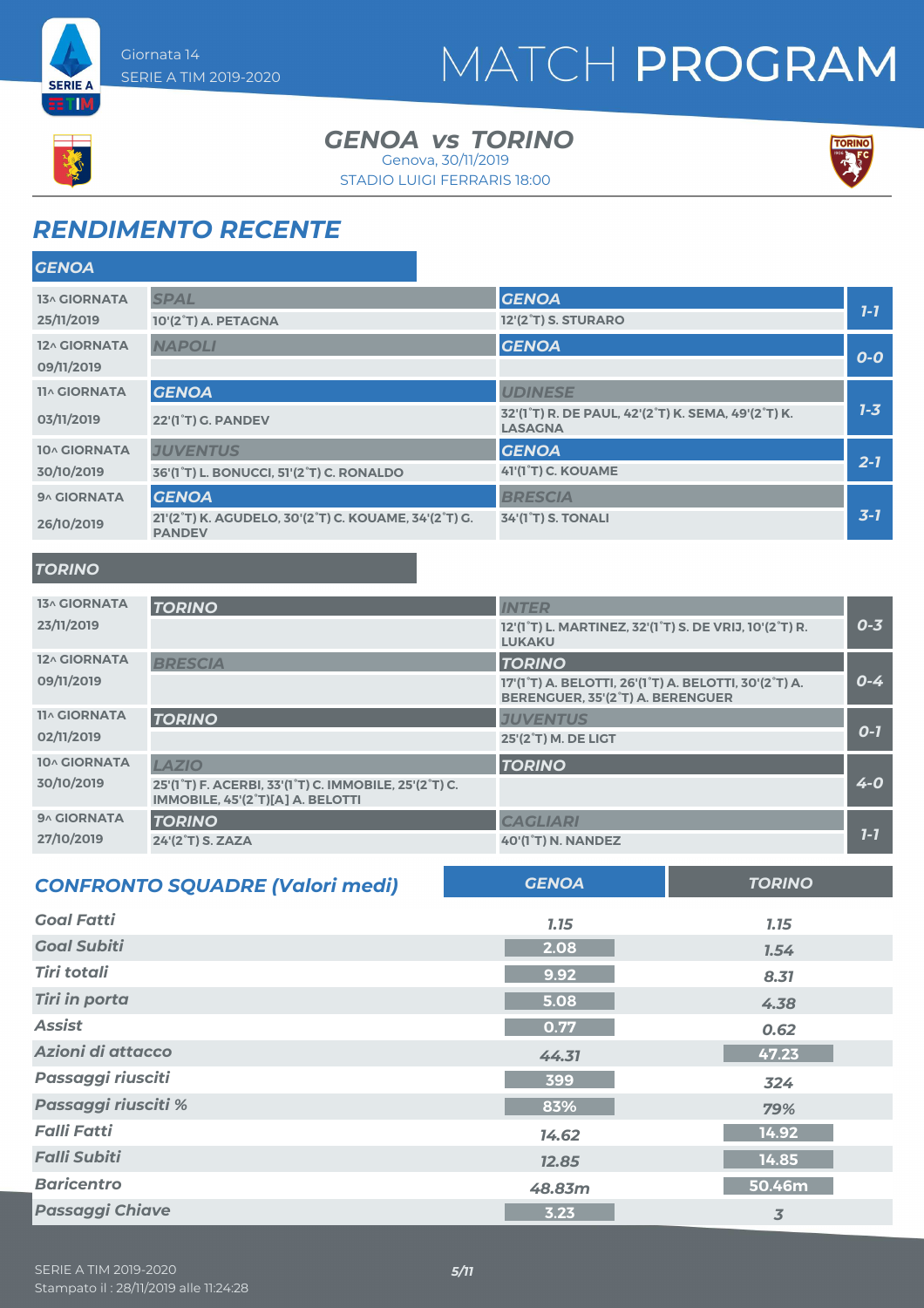Giornata 14
SERIE A TIM 2019-2020

# MATCH PROGRAM

## GENOA vs TORINO

Genova, 30/11/2019
STADIO LUIGI FERRARIS 18:00

## RENDIMENTO RECENTE

### GENOA

| Giornata | Casa | Ospite | Risultato |
|---|---|---|---|
| 13^ GIORNATA 25/11/2019 | SPAL<br>10'(2°T) A. PETAGNA | GENOA<br>12'(2°T) S. STURARO | 1-1 |
| 12^ GIORNATA 09/11/2019 | NAPOLI | GENOA | 0-0 |
| 11^ GIORNATA 03/11/2019 | GENOA<br>22'(1°T) G. PANDEV | UDINESE<br>32'(1°T) R. DE PAUL, 42'(2°T) K. SEMA, 49'(2°T) K. LASAGNA | 1-3 |
| 10^ GIORNATA 30/10/2019 | JUVENTUS<br>36'(1°T) L. BONUCCI, 51'(2°T) C. RONALDO | GENOA<br>41'(1°T) C. KOUAME | 2-1 |
| 9^ GIORNATA 26/10/2019 | GENOA<br>21'(2°T) K. AGUDELO, 30'(2°T) C. KOUAME, 34'(2°T) G. PANDEV | BRESCIA<br>34'(1°T) S. TONALI | 3-1 |

### TORINO

| Giornata | Casa | Ospite | Risultato |
|---|---|---|---|
| 13^ GIORNATA 23/11/2019 | TORINO | INTER<br>12'(1°T) L. MARTINEZ, 32'(1°T) S. DE VRIJ, 10'(2°T) R. LUKAKU | 0-3 |
| 12^ GIORNATA 09/11/2019 | BRESCIA | TORINO<br>17'(1°T) A. BELOTTI, 26'(1°T) A. BELOTTI, 30'(2°T) A. BERENGUER, 35'(2°T) A. BERENGUER | 0-4 |
| 11^ GIORNATA 02/11/2019 | TORINO | JUVENTUS<br>25'(2°T) M. DE LIGT | 0-1 |
| 10^ GIORNATA 30/10/2019 | LAZIO<br>25'(1°T) F. ACERBI, 33'(1°T) C. IMMOBILE, 25'(2°T) C. IMMOBILE, 45'(2°T)[A] A. BELOTTI | TORINO | 4-0 |
| 9^ GIORNATA 27/10/2019 | TORINO<br>24'(2°T) S. ZAZA | CAGLIARI<br>40'(1°T) N. NANDEZ | 1-1 |

## CONFRONTO SQUADRE (Valori medi)

| | GENOA | TORINO |
|---|---|---|
| Goal Fatti | 1.15 | 1.15 |
| Goal Subiti | 2.08 | 1.54 |
| Tiri totali | 9.92 | 8.31 |
| Tiri in porta | 5.08 | 4.38 |
| Assist | 0.77 | 0.62 |
| Azioni di attacco | 44.31 | 47.23 |
| Passaggi riusciti | 399 | 324 |
| Passaggi riusciti % | 83% | 79% |
| Falli Fatti | 14.62 | 14.92 |
| Falli Subiti | 12.85 | 14.85 |
| Baricentro | 48.83m | 50.46m |
| Passaggi Chiave | 3.23 | 3 |

SERIE A TIM 2019-2020
Stampato il : 28/11/2019 alle 11:24:28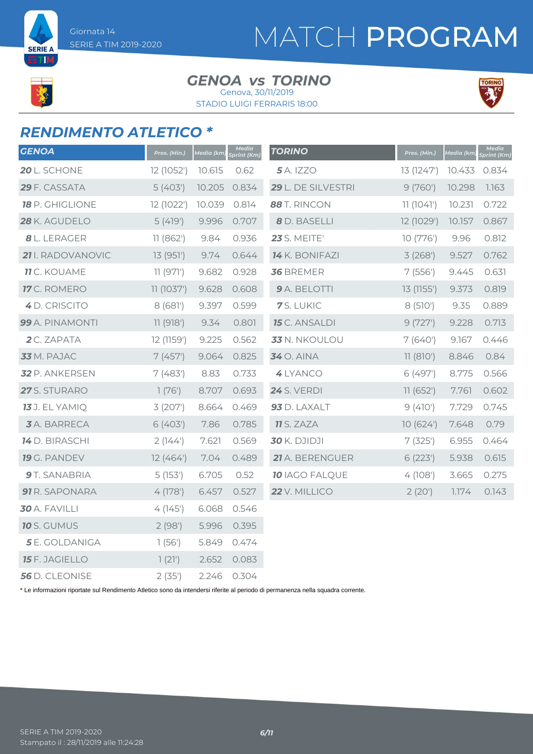# MATCH PROGRAM

Giornata 14
SERIE A TIM 2019-2020

## GENOA vs TORINO

Genova, 30/11/2019
STADIO LUIGI FERRARIS 18:00

## RENDIMENTO ATLETICO *

| GENOA | Pres. (Min.) | Media (km) | Media Sprint (Km) |
|---|---|---|---|
| **20** L. SCHONE | 12 (1052') | 10.615 | 0.62 |
| **29** F. CASSATA | 5 (403') | 10.205 | 0.834 |
| **18** P. GHIGLIONE | 12 (1022') | 10.039 | 0.814 |
| **28** K. AGUDELO | 5 (419') | 9.996 | 0.707 |
| **8** L. LERAGER | 11 (862') | 9.84 | 0.936 |
| **21** I. RADOVANOVIC | 13 (951') | 9.74 | 0.644 |
| **11** C. KOUAME | 11 (971') | 9.682 | 0.928 |
| **17** C. ROMERO | 11 (1037') | 9.628 | 0.608 |
| **4** D. CRISCITO | 8 (681') | 9.397 | 0.599 |
| **99** A. PINAMONTI | 11 (918') | 9.34 | 0.801 |
| **2** C. ZAPATA | 12 (1159') | 9.225 | 0.562 |
| **33** M. PAJAC | 7 (457') | 9.064 | 0.825 |
| **32** P. ANKERSEN | 7 (483') | 8.83 | 0.733 |
| **27** S. STURARO | 1 (76') | 8.707 | 0.693 |
| **13** J. EL YAMIQ | 3 (207') | 8.664 | 0.469 |
| **3** A. BARRECA | 6 (403') | 7.86 | 0.785 |
| **14** D. BIRASCHI | 2 (144') | 7.621 | 0.569 |
| **19** G. PANDEV | 12 (464') | 7.04 | 0.489 |
| **9** T. SANABRIA | 5 (153') | 6.705 | 0.52 |
| **91** R. SAPONARA | 4 (178') | 6.457 | 0.527 |
| **30** A. FAVILLI | 4 (145') | 6.068 | 0.546 |
| **10** S. GUMUS | 2 (98') | 5.996 | 0.395 |
| **5** E. GOLDANIGA | 1 (56') | 5.849 | 0.474 |
| **15** F. JAGIELLO | 1 (21') | 2.652 | 0.083 |
| **56** D. CLEONISE | 2 (35') | 2.246 | 0.304 |

| TORINO | Pres. (Min.) | Media (km) | Media Sprint (Km) |
|---|---|---|---|
| **5** A. IZZO | 13 (1247') | 10.433 | 0.834 |
| **29** L. DE SILVESTRI | 9 (760') | 10.298 | 1.163 |
| **88** T. RINCON | 11 (1041') | 10.231 | 0.722 |
| **8** D. BASELLI | 12 (1029') | 10.157 | 0.867 |
| **23** S. MEITE' | 10 (776') | 9.96 | 0.812 |
| **14** K. BONIFAZI | 3 (268') | 9.527 | 0.762 |
| **36** BREMER | 7 (556') | 9.445 | 0.631 |
| **9** A. BELOTTI | 13 (1155') | 9.373 | 0.819 |
| **7** S. LUKIC | 8 (510') | 9.35 | 0.889 |
| **15** C. ANSALDI | 9 (727') | 9.228 | 0.713 |
| **33** N. NKOULOU | 7 (640') | 9.167 | 0.446 |
| **34** O. AINA | 11 (810') | 8.846 | 0.84 |
| **4** LYANCO | 6 (497') | 8.775 | 0.566 |
| **24** S. VERDI | 11 (652') | 7.761 | 0.602 |
| **93** D. LAXALT | 9 (410') | 7.729 | 0.745 |
| **11** S. ZAZA | 10 (624') | 7.648 | 0.79 |
| **30** K. DJIDJI | 7 (325') | 6.955 | 0.464 |
| **21** A. BERENGUER | 6 (223') | 5.938 | 0.615 |
| **10** IAGO FALQUE | 4 (108') | 3.665 | 0.275 |
| **22** V. MILLICO | 2 (20') | 1.174 | 0.143 |

* Le informazioni riportate sul Rendimento Atletico sono da intendersi riferite al periodo di permanenza nella squadra corrente.

SERIE A TIM 2019-2020
Stampato il : 28/11/2019 alle 11:24:28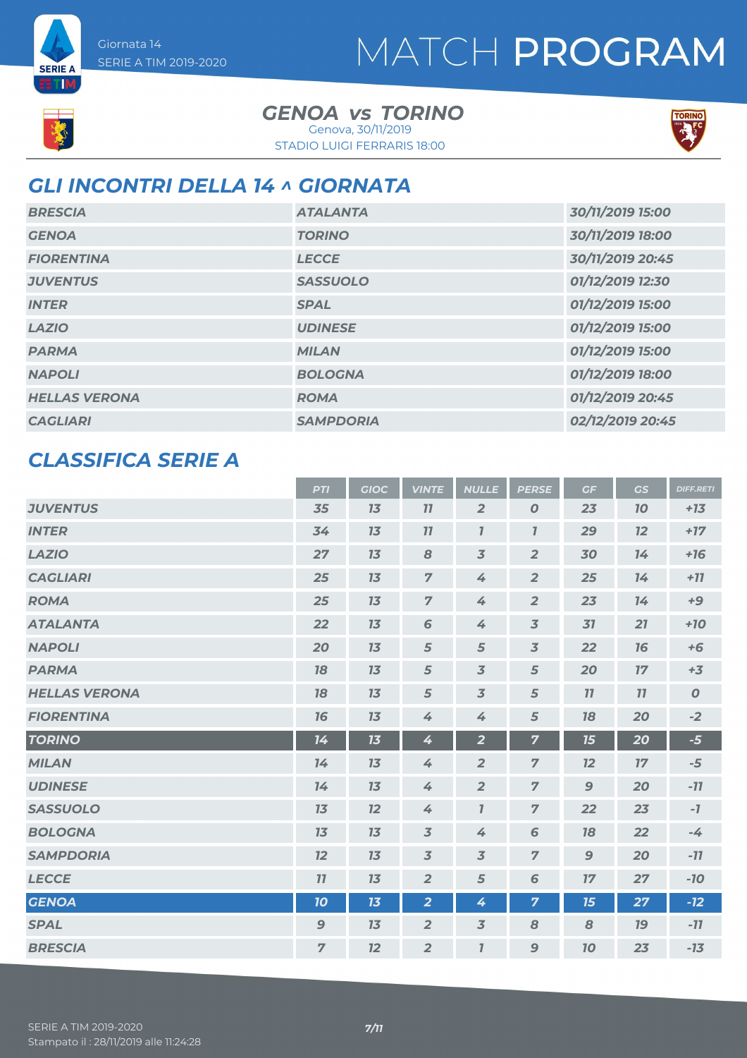Giornata 14
SERIE A TIM 2019-2020

# MATCH PROGRAM

**GENOA vs TORINO**
Genova, 30/11/2019
STADIO LUIGI FERRARIS 18:00

## GLI INCONTRI DELLA 14 ^ GIORNATA

| | | |
|---|---|---|
| BRESCIA | ATALANTA | 30/11/2019 15:00 |
| GENOA | TORINO | 30/11/2019 18:00 |
| FIORENTINA | LECCE | 30/11/2019 20:45 |
| JUVENTUS | SASSUOLO | 01/12/2019 12:30 |
| INTER | SPAL | 01/12/2019 15:00 |
| LAZIO | UDINESE | 01/12/2019 15:00 |
| PARMA | MILAN | 01/12/2019 15:00 |
| NAPOLI | BOLOGNA | 01/12/2019 18:00 |
| HELLAS VERONA | ROMA | 01/12/2019 20:45 |
| CAGLIARI | SAMPDORIA | 02/12/2019 20:45 |

## CLASSIFICA SERIE A

| | PTI | GIOC | VINTE | NULLE | PERSE | GF | GS | DIFF.RETI |
|---|---|---|---|---|---|---|---|---|
| JUVENTUS | 35 | 13 | 11 | 2 | 0 | 23 | 10 | +13 |
| INTER | 34 | 13 | 11 | 1 | 1 | 29 | 12 | +17 |
| LAZIO | 27 | 13 | 8 | 3 | 2 | 30 | 14 | +16 |
| CAGLIARI | 25 | 13 | 7 | 4 | 2 | 25 | 14 | +11 |
| ROMA | 25 | 13 | 7 | 4 | 2 | 23 | 14 | +9 |
| ATALANTA | 22 | 13 | 6 | 4 | 3 | 31 | 21 | +10 |
| NAPOLI | 20 | 13 | 5 | 5 | 3 | 22 | 16 | +6 |
| PARMA | 18 | 13 | 5 | 3 | 5 | 20 | 17 | +3 |
| HELLAS VERONA | 18 | 13 | 5 | 3 | 5 | 11 | 11 | 0 |
| FIORENTINA | 16 | 13 | 4 | 4 | 5 | 18 | 20 | -2 |
| TORINO | 14 | 13 | 4 | 2 | 7 | 15 | 20 | -5 |
| MILAN | 14 | 13 | 4 | 2 | 7 | 12 | 17 | -5 |
| UDINESE | 14 | 13 | 4 | 2 | 7 | 9 | 20 | -11 |
| SASSUOLO | 13 | 12 | 4 | 1 | 7 | 22 | 23 | -1 |
| BOLOGNA | 13 | 13 | 3 | 4 | 6 | 18 | 22 | -4 |
| SAMPDORIA | 12 | 13 | 3 | 3 | 7 | 9 | 20 | -11 |
| LECCE | 11 | 13 | 2 | 5 | 6 | 17 | 27 | -10 |
| GENOA | 10 | 13 | 2 | 4 | 7 | 15 | 27 | -12 |
| SPAL | 9 | 13 | 2 | 3 | 8 | 8 | 19 | -11 |
| BRESCIA | 7 | 12 | 2 | 1 | 9 | 10 | 23 | -13 |

SERIE A TIM 2019-2020
Stampato il : 28/11/2019 alle 11:24:28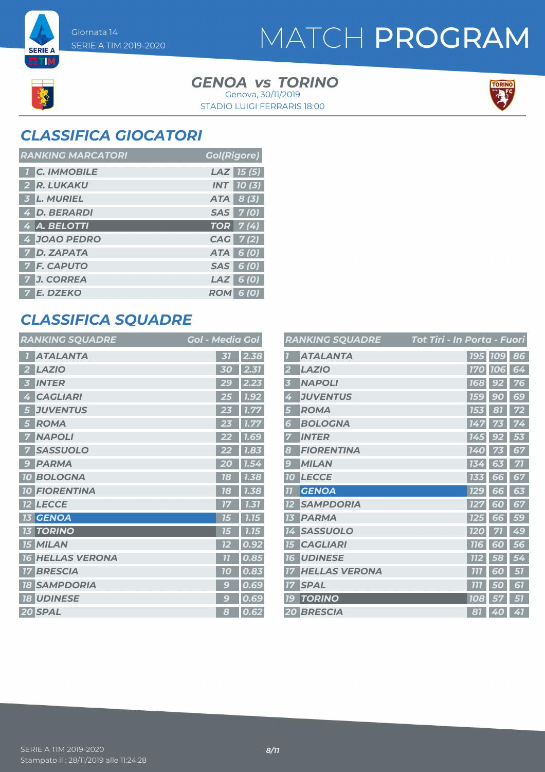Giornata 14
SERIE A TIM 2019-2020

# MATCH PROGRAM

## GENOA vs TORINO

Genova, 30/11/2019
STADIO LUIGI FERRARIS 18:00

## CLASSIFICA GIOCATORI

| RANKING MARCATORI | | | Gol(Rigore) |
|---|---|---|---|
| 1 | C. IMMOBILE | LAZ | 15 (5) |
| 2 | R. LUKAKU | INT | 10 (3) |
| 3 | L. MURIEL | ATA | 8 (3) |
| 4 | D. BERARDI | SAS | 7 (0) |
| 4 | A. BELOTTI | TOR | 7 (4) |
| 4 | JOAO PEDRO | CAG | 7 (2) |
| 7 | D. ZAPATA | ATA | 6 (0) |
| 7 | F. CAPUTO | SAS | 6 (0) |
| 7 | J. CORREA | LAZ | 6 (0) |
| 7 | E. DZEKO | ROM | 6 (0) |

## CLASSIFICA SQUADRE

| RANKING SQUADRE | | Gol | Media Gol |
|---|---|---|---|
| 1 | ATALANTA | 31 | 2.38 |
| 2 | LAZIO | 30 | 2.31 |
| 3 | INTER | 29 | 2.23 |
| 4 | CAGLIARI | 25 | 1.92 |
| 5 | JUVENTUS | 23 | 1.77 |
| 5 | ROMA | 23 | 1.77 |
| 7 | NAPOLI | 22 | 1.69 |
| 7 | SASSUOLO | 22 | 1.83 |
| 9 | PARMA | 20 | 1.54 |
| 10 | BOLOGNA | 18 | 1.38 |
| 10 | FIORENTINA | 18 | 1.38 |
| 12 | LECCE | 17 | 1.31 |
| 13 | GENOA | 15 | 1.15 |
| 13 | TORINO | 15 | 1.15 |
| 15 | MILAN | 12 | 0.92 |
| 16 | HELLAS VERONA | 11 | 0.85 |
| 17 | BRESCIA | 10 | 0.83 |
| 18 | SAMPDORIA | 9 | 0.69 |
| 18 | UDINESE | 9 | 0.69 |
| 20 | SPAL | 8 | 0.62 |

| RANKING SQUADRE | | Tot Tiri | In Porta | Fuori |
|---|---|---|---|---|
| 1 | ATALANTA | 195 | 109 | 86 |
| 2 | LAZIO | 170 | 106 | 64 |
| 3 | NAPOLI | 168 | 92 | 76 |
| 4 | JUVENTUS | 159 | 90 | 69 |
| 5 | ROMA | 153 | 81 | 72 |
| 6 | BOLOGNA | 147 | 73 | 74 |
| 7 | INTER | 145 | 92 | 53 |
| 8 | FIORENTINA | 140 | 73 | 67 |
| 9 | MILAN | 134 | 63 | 71 |
| 10 | LECCE | 133 | 66 | 67 |
| 11 | GENOA | 129 | 66 | 63 |
| 12 | SAMPDORIA | 127 | 60 | 67 |
| 13 | PARMA | 125 | 66 | 59 |
| 14 | SASSUOLO | 120 | 71 | 49 |
| 15 | CAGLIARI | 116 | 60 | 56 |
| 16 | UDINESE | 112 | 58 | 54 |
| 17 | HELLAS VERONA | 111 | 60 | 51 |
| 17 | SPAL | 111 | 50 | 61 |
| 19 | TORINO | 108 | 57 | 51 |
| 20 | BRESCIA | 81 | 40 | 41 |

SERIE A TIM 2019-2020
Stampato il : 28/11/2019 alle 11:24:28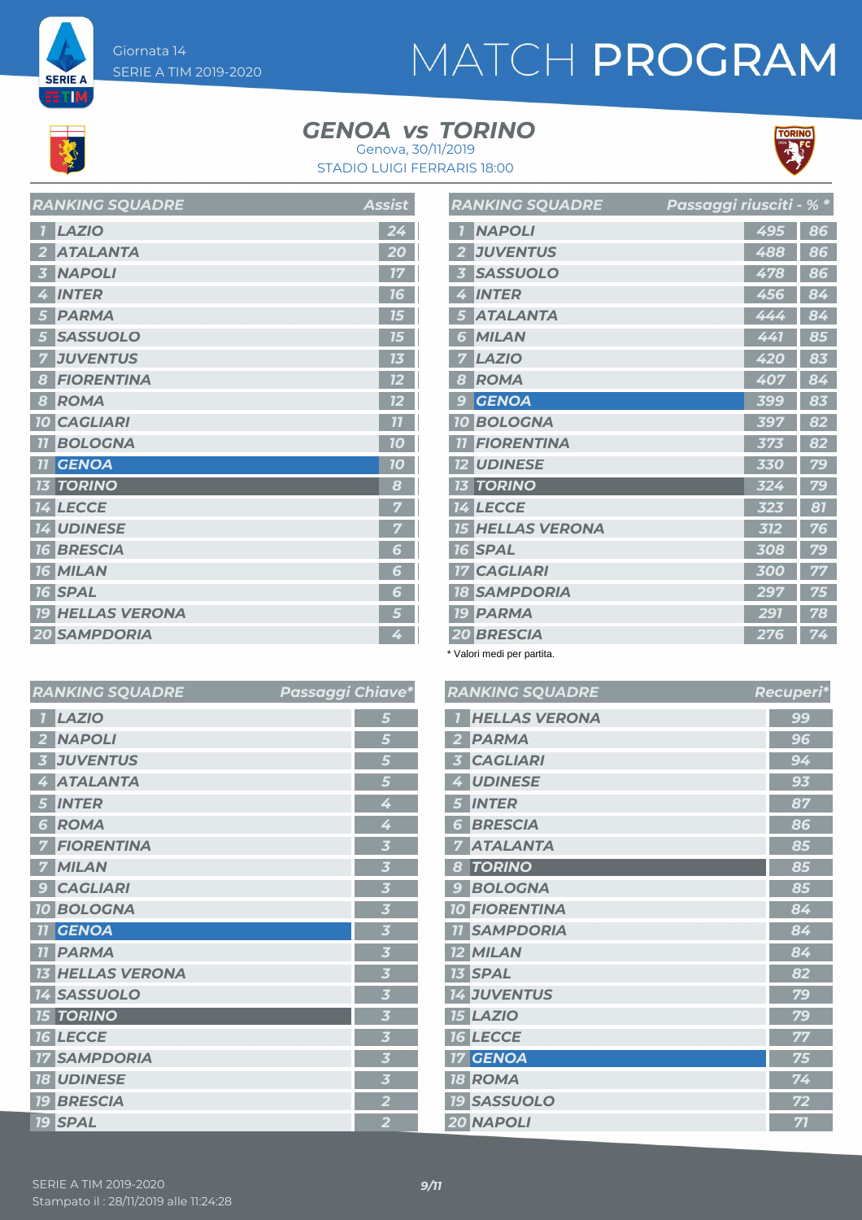Giornata 14
SERIE A TIM 2019-2020

# MATCH PROGRAM

## GENOA vs TORINO

Genova, 30/11/2019
STADIO LUIGI FERRARIS 18:00

| RANKING SQUADRE | | Assist |
|---|---|---|
| 1 | LAZIO | 24 |
| 2 | ATALANTA | 20 |
| 3 | NAPOLI | 17 |
| 4 | INTER | 16 |
| 5 | PARMA | 15 |
| 5 | SASSUOLO | 15 |
| 7 | JUVENTUS | 13 |
| 8 | FIORENTINA | 12 |
| 8 | ROMA | 12 |
| 10 | CAGLIARI | 11 |
| 11 | BOLOGNA | 10 |
| 11 | GENOA | 10 |
| 13 | TORINO | 8 |
| 14 | LECCE | 7 |
| 14 | UDINESE | 7 |
| 16 | BRESCIA | 6 |
| 16 | MILAN | 6 |
| 16 | SPAL | 6 |
| 19 | HELLAS VERONA | 5 |
| 20 | SAMPDORIA | 4 |

| RANKING SQUADRE | | Passaggi riusciti | % * |
|---|---|---|---|
| 1 | NAPOLI | 495 | 86 |
| 2 | JUVENTUS | 488 | 86 |
| 3 | SASSUOLO | 478 | 86 |
| 4 | INTER | 456 | 84 |
| 5 | ATALANTA | 444 | 84 |
| 6 | MILAN | 441 | 85 |
| 7 | LAZIO | 420 | 83 |
| 8 | ROMA | 407 | 84 |
| 9 | GENOA | 399 | 83 |
| 10 | BOLOGNA | 397 | 82 |
| 11 | FIORENTINA | 373 | 82 |
| 12 | UDINESE | 330 | 79 |
| 13 | TORINO | 324 | 79 |
| 14 | LECCE | 323 | 81 |
| 15 | HELLAS VERONA | 312 | 76 |
| 16 | SPAL | 308 | 79 |
| 17 | CAGLIARI | 300 | 77 |
| 18 | SAMPDORIA | 297 | 75 |
| 19 | PARMA | 291 | 78 |
| 20 | BRESCIA | 276 | 74 |

* Valori medi per partita.

| RANKING SQUADRE | | Passaggi Chiave* |
|---|---|---|
| 1 | LAZIO | 5 |
| 2 | NAPOLI | 5 |
| 3 | JUVENTUS | 5 |
| 4 | ATALANTA | 5 |
| 5 | INTER | 4 |
| 6 | ROMA | 4 |
| 7 | FIORENTINA | 3 |
| 7 | MILAN | 3 |
| 9 | CAGLIARI | 3 |
| 10 | BOLOGNA | 3 |
| 11 | GENOA | 3 |
| 11 | PARMA | 3 |
| 13 | HELLAS VERONA | 3 |
| 14 | SASSUOLO | 3 |
| 15 | TORINO | 3 |
| 16 | LECCE | 3 |
| 17 | SAMPDORIA | 3 |
| 18 | UDINESE | 3 |
| 19 | BRESCIA | 2 |
| 19 | SPAL | 2 |

| RANKING SQUADRE | | Recuperi* |
|---|---|---|
| 1 | HELLAS VERONA | 99 |
| 2 | PARMA | 96 |
| 3 | CAGLIARI | 94 |
| 4 | UDINESE | 93 |
| 5 | INTER | 87 |
| 6 | BRESCIA | 86 |
| 7 | ATALANTA | 85 |
| 8 | TORINO | 85 |
| 9 | BOLOGNA | 85 |
| 10 | FIORENTINA | 84 |
| 11 | SAMPDORIA | 84 |
| 12 | MILAN | 84 |
| 13 | SPAL | 82 |
| 14 | JUVENTUS | 79 |
| 15 | LAZIO | 79 |
| 16 | LECCE | 77 |
| 17 | GENOA | 75 |
| 18 | ROMA | 74 |
| 19 | SASSUOLO | 72 |
| 20 | NAPOLI | 71 |

SERIE A TIM 2019-2020
Stampato il : 28/11/2019 alle 11:24:28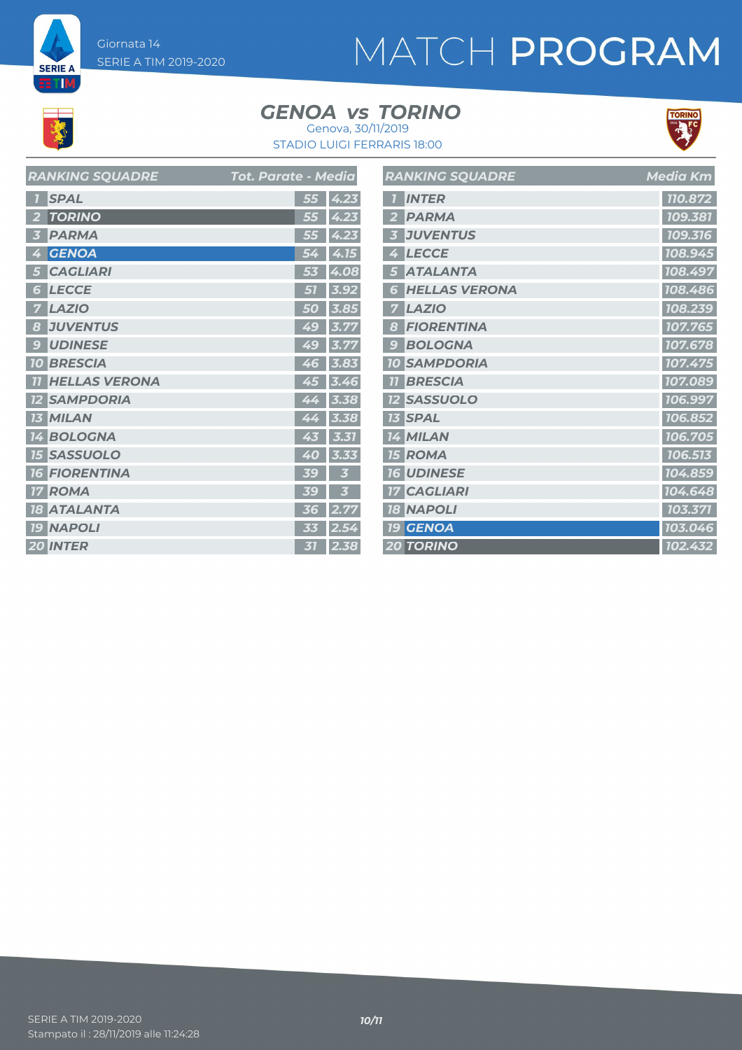# MATCH PROGRAM

Giornata 14
SERIE A TIM 2019-2020

## GENOA vs TORINO

Genova, 30/11/2019
STADIO LUIGI FERRARIS 18:00

| RANKING SQUADRE | | Tot. Parate | Media |
|---|---|---|---|
| 1 | SPAL | 55 | 4.23 |
| 2 | TORINO | 55 | 4.23 |
| 3 | PARMA | 55 | 4.23 |
| 4 | GENOA | 54 | 4.15 |
| 5 | CAGLIARI | 53 | 4.08 |
| 6 | LECCE | 51 | 3.92 |
| 7 | LAZIO | 50 | 3.85 |
| 8 | JUVENTUS | 49 | 3.77 |
| 9 | UDINESE | 49 | 3.77 |
| 10 | BRESCIA | 46 | 3.83 |
| 11 | HELLAS VERONA | 45 | 3.46 |
| 12 | SAMPDORIA | 44 | 3.38 |
| 13 | MILAN | 44 | 3.38 |
| 14 | BOLOGNA | 43 | 3.31 |
| 15 | SASSUOLO | 40 | 3.33 |
| 16 | FIORENTINA | 39 | 3 |
| 17 | ROMA | 39 | 3 |
| 18 | ATALANTA | 36 | 2.77 |
| 19 | NAPOLI | 33 | 2.54 |
| 20 | INTER | 31 | 2.38 |

| RANKING SQUADRE | | Media Km |
|---|---|---|
| 1 | INTER | 110.872 |
| 2 | PARMA | 109.381 |
| 3 | JUVENTUS | 109.316 |
| 4 | LECCE | 108.945 |
| 5 | ATALANTA | 108.497 |
| 6 | HELLAS VERONA | 108.486 |
| 7 | LAZIO | 108.239 |
| 8 | FIORENTINA | 107.765 |
| 9 | BOLOGNA | 107.678 |
| 10 | SAMPDORIA | 107.475 |
| 11 | BRESCIA | 107.089 |
| 12 | SASSUOLO | 106.997 |
| 13 | SPAL | 106.852 |
| 14 | MILAN | 106.705 |
| 15 | ROMA | 106.513 |
| 16 | UDINESE | 104.859 |
| 17 | CAGLIARI | 104.648 |
| 18 | NAPOLI | 103.371 |
| 19 | GENOA | 103.046 |
| 20 | TORINO | 102.432 |

SERIE A TIM 2019-2020
Stampato il : 28/11/2019 alle 11:24:28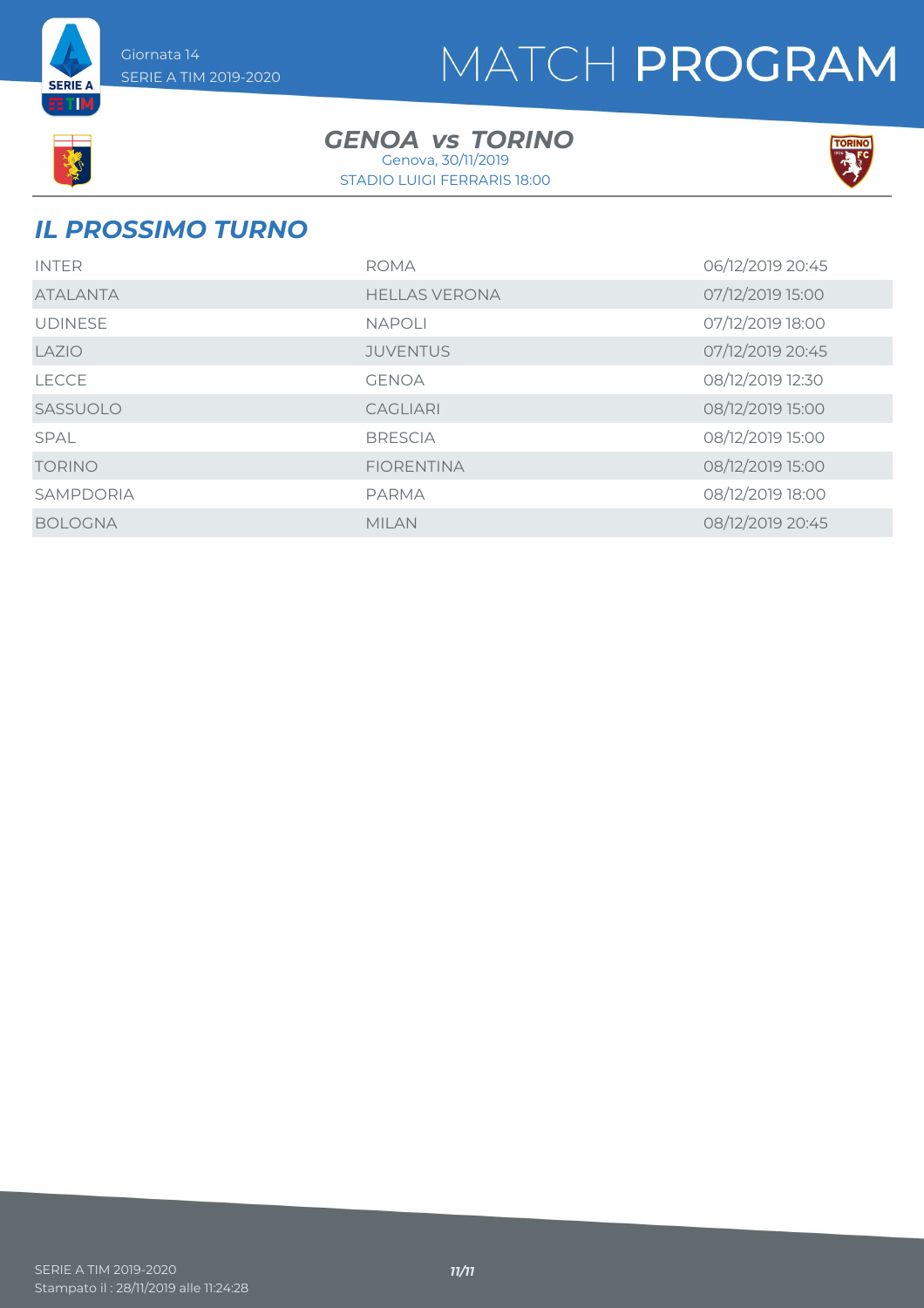# MATCH PROGRAM

Giornata 14
SERIE A TIM 2019-2020

**GENOA vs TORINO**
Genova, 30/11/2019
STADIO LUIGI FERRARIS 18:00

## IL PROSSIMO TURNO

| | | |
|---|---|---|
| INTER | ROMA | 06/12/2019 20:45 |
| ATALANTA | HELLAS VERONA | 07/12/2019 15:00 |
| UDINESE | NAPOLI | 07/12/2019 18:00 |
| LAZIO | JUVENTUS | 07/12/2019 20:45 |
| LECCE | GENOA | 08/12/2019 12:30 |
| SASSUOLO | CAGLIARI | 08/12/2019 15:00 |
| SPAL | BRESCIA | 08/12/2019 15:00 |
| TORINO | FIORENTINA | 08/12/2019 15:00 |
| SAMPDORIA | PARMA | 08/12/2019 18:00 |
| BOLOGNA | MILAN | 08/12/2019 20:45 |

SERIE A TIM 2019-2020
Stampato il : 28/11/2019 alle 11:24:28